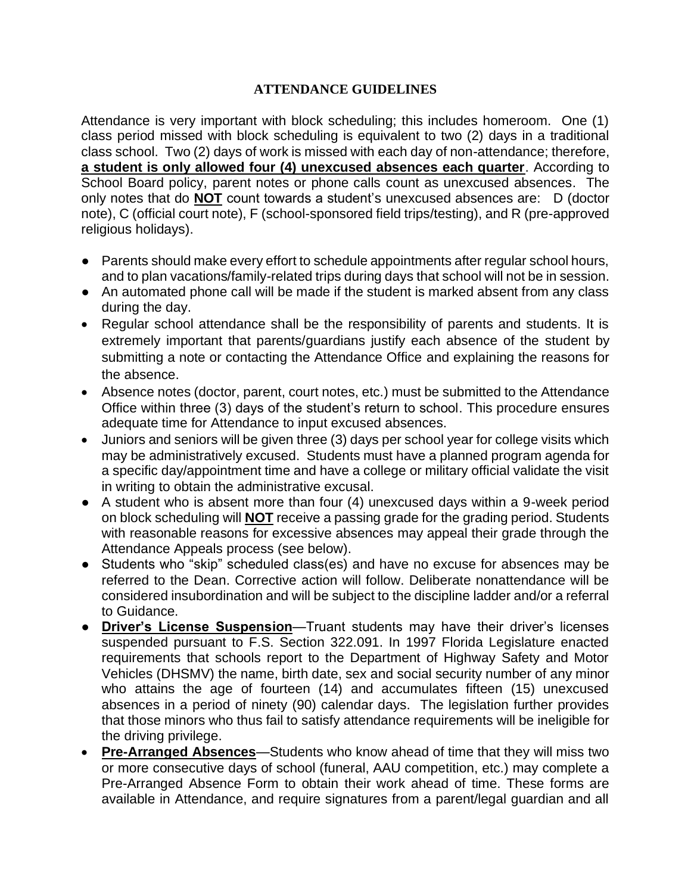# ATTENDANCE GUIDELINES

Attendance is very important with block scheduling; this includes homeroom. One (1) class period missed with block scheduling is equivalent to two (2) days in a traditional class school. Two (2) days of work is missed with each day of non-attendance; therefore, **a student is only allowed four (4) unexcused absences each quarter**. According to School Board policy, parent notes or phone calls count as unexcused absences. The only notes that do **NOT** count towards a student's unexcused absences are: D (doctor note), C (official court note), F (school-sponsored field trips/testing), and R (pre-approved religious holidays).

- Parents should make every effort to schedule appointments after regular school hours, and to plan vacations/family-related trips during days that school will not be in session.
- An automated phone call will be made if the student is marked absent from any class during the day.
- Regular school attendance shall be the responsibility of parents and students. It is extremely important that parents/guardians justify each absence of the student by submitting a note or contacting the Attendance Office and explaining the reasons for the absence.
- Absence notes (doctor, parent, court notes, etc.) must be submitted to the Attendance Office within three (3) days of the student's return to school. This procedure ensures adequate time for Attendance to input excused absences.
- Juniors and seniors will be given three (3) days per school year for college visits which may be administratively excused. Students must have a planned program agenda for a specific day/appointment time and have a college or military official validate the visit in writing to obtain the administrative excusal.
- A student who is absent more than four (4) unexcused days within a 9-week period on block scheduling will **NOT** receive a passing grade for the grading period. Students with reasonable reasons for excessive absences may appeal their grade through the Attendance Appeals process (see below).
- Students who "skip" scheduled class(es) and have no excuse for absences may be referred to the Dean. Corrective action will follow. Deliberate nonattendance will be considered insubordination and will be subject to the discipline ladder and/or a referral to Guidance.
- **Driver's License Suspension**—Truant students may have their driver's licenses suspended pursuant to F.S. Section 322.091. In 1997 Florida Legislature enacted requirements that schools report to the Department of Highway Safety and Motor Vehicles (DHSMV) the name, birth date, sex and social security number of any minor who attains the age of fourteen (14) and accumulates fifteen (15) unexcused absences in a period of ninety (90) calendar days. The legislation further provides that those minors who thus fail to satisfy attendance requirements will be ineligible for the driving privilege.
- **Pre-Arranged Absences**—Students who know ahead of time that they will miss two or more consecutive days of school (funeral, AAU competition, etc.) may complete a Pre-Arranged Absence Form to obtain their work ahead of time. These forms are available in Attendance, and require signatures from a parent/legal guardian and all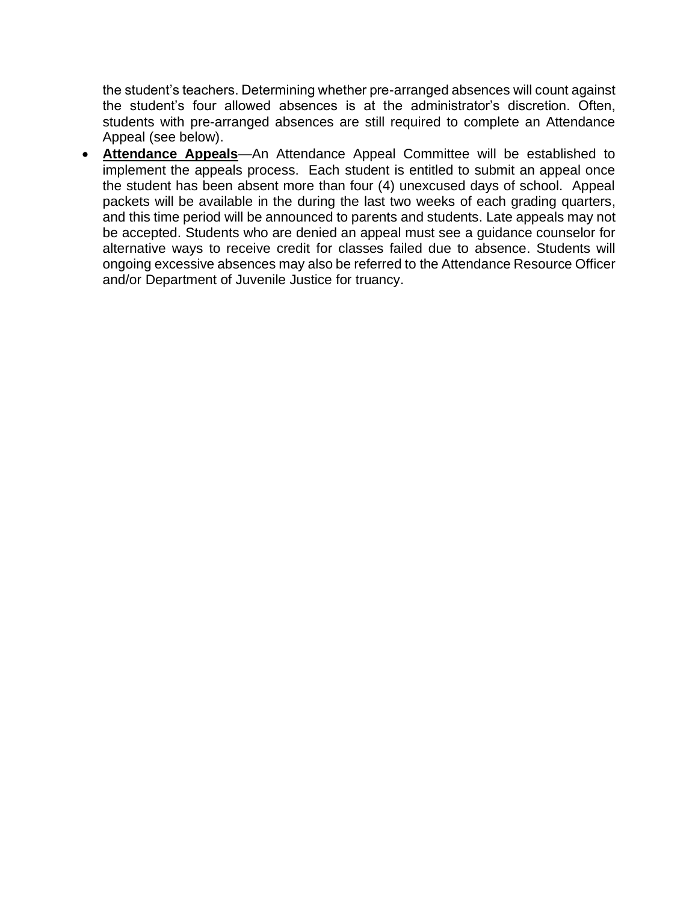the student's teachers. Determining whether pre-arranged absences will count against the student's four allowed absences is at the administrator's discretion. Often, students with pre-arranged absences are still required to complete an Attendance Appeal (see below).

- **Attendance Appeals**—An Attendance Appeal Committee will be established to implement the appeals process. Each student is entitled to submit an appeal once the student has been absent more than four (4) unexcused days of school. Appeal packets will be available in the during the last two weeks of each grading quarters, and this time period will be announced to parents and students. Late appeals may not be accepted. Students who are denied an appeal must see a guidance counselor for alternative ways to receive credit for classes failed due to absence. Students will ongoing excessive absences may also be referred to the Attendance Resource Officer and/or Department of Juvenile Justice for truancy.